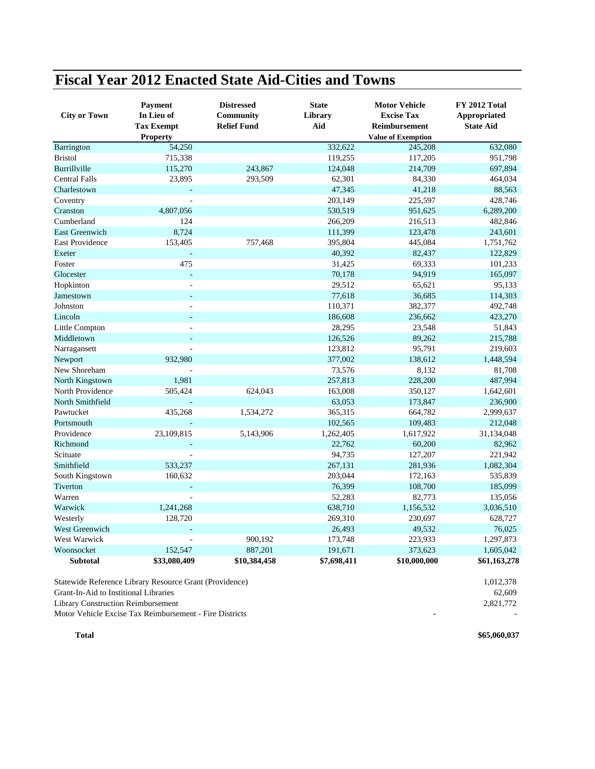# Fiscal Year 2012 Enacted State Aid-Cities and Towns

| City or Town | Payment In Lieu of Tax Exempt Property | Distressed Community Relief Fund | State Library Aid | Motor Vehicle Excise Tax Reimbursement Value of Exemption | FY 2012 Total Appropriated State Aid |
|---|---|---|---|---|---|
| Barrington | 54,250 | | 332,622 | 245,208 | 632,080 |
| Bristol | 715,338 | | 119,255 | 117,205 | 951,798 |
| Burrillville | 115,270 | 243,867 | 124,048 | 214,709 | 697,894 |
| Central Falls | 23,895 | 293,509 | 62,301 | 84,330 | 464,034 |
| Charlestown | - | | 47,345 | 41,218 | 88,563 |
| Coventry | - | | 203,149 | 225,597 | 428,746 |
| Cranston | 4,807,056 | | 530,519 | 951,625 | 6,289,200 |
| Cumberland | 124 | | 266,209 | 216,513 | 482,846 |
| East Greenwich | 8,724 | | 111,399 | 123,478 | 243,601 |
| East Providence | 153,405 | 757,468 | 395,804 | 445,084 | 1,751,762 |
| Exeter | - | | 40,392 | 82,437 | 122,829 |
| Foster | 475 | | 31,425 | 69,333 | 101,233 |
| Glocester | - | | 70,178 | 94,919 | 165,097 |
| Hopkinton | - | | 29,512 | 65,621 | 95,133 |
| Jamestown | - | | 77,618 | 36,685 | 114,303 |
| Johnston | - | | 110,371 | 382,377 | 492,748 |
| Lincoln | - | | 186,608 | 236,662 | 423,270 |
| Little Compton | - | | 28,295 | 23,548 | 51,843 |
| Middletown | - | | 126,526 | 89,262 | 215,788 |
| Narragansett | - | | 123,812 | 95,791 | 219,603 |
| Newport | 932,980 | | 377,002 | 138,612 | 1,448,594 |
| New Shoreham | - | | 73,576 | 8,132 | 81,708 |
| North Kingstown | 1,981 | | 257,813 | 228,200 | 487,994 |
| North Providence | 505,424 | 624,043 | 163,008 | 350,127 | 1,642,601 |
| North Smithfield | - | | 63,053 | 173,847 | 236,900 |
| Pawtucket | 435,268 | 1,534,272 | 365,315 | 664,782 | 2,999,637 |
| Portsmouth | - | | 102,565 | 109,483 | 212,048 |
| Providence | 23,109,815 | 5,143,906 | 1,262,405 | 1,617,922 | 31,134,048 |
| Richmond | - | | 22,762 | 60,200 | 82,962 |
| Scituate | - | | 94,735 | 127,207 | 221,942 |
| Smithfield | 533,237 | | 267,131 | 281,936 | 1,082,304 |
| South Kingstown | 160,632 | | 203,044 | 172,163 | 535,839 |
| Tiverton | - | | 76,399 | 108,700 | 185,099 |
| Warren | - | | 52,283 | 82,773 | 135,056 |
| Warwick | 1,241,268 | | 638,710 | 1,156,532 | 3,036,510 |
| Westerly | 128,720 | | 269,310 | 230,697 | 628,727 |
| West Greenwich | - | | 26,493 | 49,532 | 76,025 |
| West Warwick | - | 900,192 | 173,748 | 223,933 | 1,297,873 |
| Woonsocket | 152,547 | 887,201 | 191,671 | 373,623 | 1,605,042 |
| **Subtotal** | **$33,080,409** | **$10,384,458** | **$7,698,411** | **$10,000,000** | **$61,163,278** |
| Statewide Reference Library Resource Grant (Providence) | | | | | 1,012,378 |
| Grant-In-Aid to Institional Libraries | | | | | 62,609 |
| Library Construction Reimbursement | | | | | 2,821,772 |
| Motor Vehicle Excise Tax Reimbursement - Fire Districts | | | | - | - |
| **Total** | | | | | **$65,060,037** |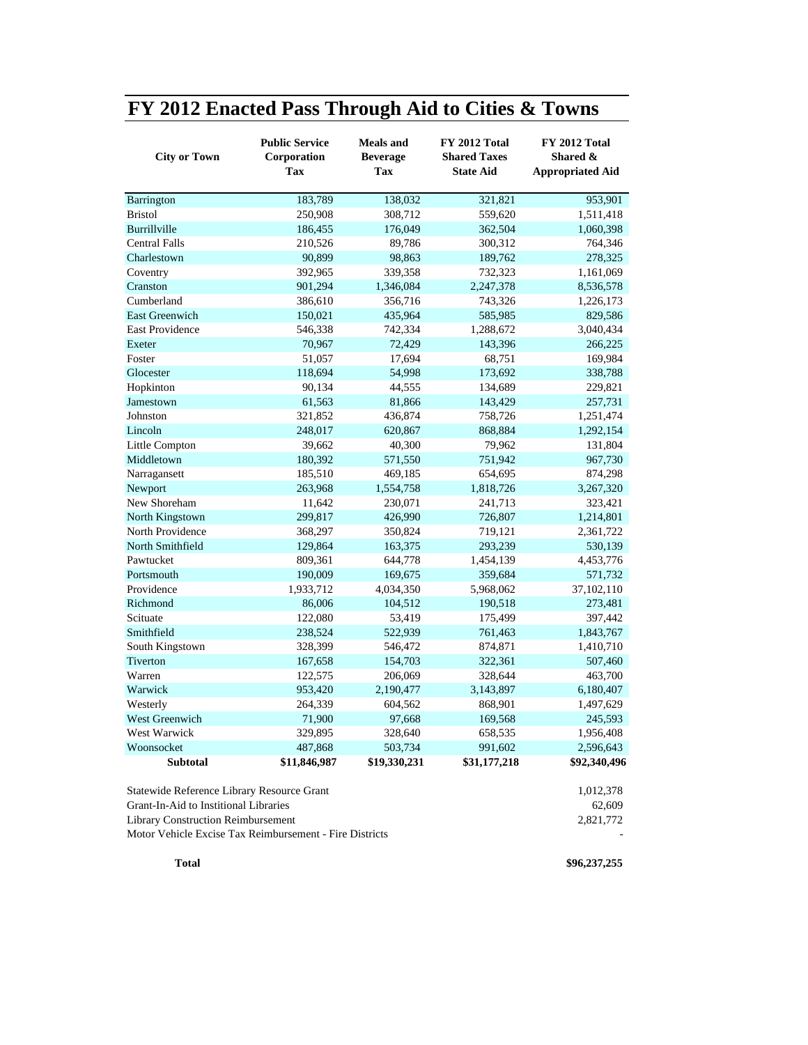# FY 2012 Enacted Pass Through Aid to Cities & Towns

| City or Town | Public Service Corporation Tax | Meals and Beverage Tax | FY 2012 Total Shared Taxes State Aid | FY 2012 Total Shared & Appropriated Aid |
|---|---|---|---|---|
| Barrington | 183,789 | 138,032 | 321,821 | 953,901 |
| Bristol | 250,908 | 308,712 | 559,620 | 1,511,418 |
| Burrillville | 186,455 | 176,049 | 362,504 | 1,060,398 |
| Central Falls | 210,526 | 89,786 | 300,312 | 764,346 |
| Charlestown | 90,899 | 98,863 | 189,762 | 278,325 |
| Coventry | 392,965 | 339,358 | 732,323 | 1,161,069 |
| Cranston | 901,294 | 1,346,084 | 2,247,378 | 8,536,578 |
| Cumberland | 386,610 | 356,716 | 743,326 | 1,226,173 |
| East Greenwich | 150,021 | 435,964 | 585,985 | 829,586 |
| East Providence | 546,338 | 742,334 | 1,288,672 | 3,040,434 |
| Exeter | 70,967 | 72,429 | 143,396 | 266,225 |
| Foster | 51,057 | 17,694 | 68,751 | 169,984 |
| Glocester | 118,694 | 54,998 | 173,692 | 338,788 |
| Hopkinton | 90,134 | 44,555 | 134,689 | 229,821 |
| Jamestown | 61,563 | 81,866 | 143,429 | 257,731 |
| Johnston | 321,852 | 436,874 | 758,726 | 1,251,474 |
| Lincoln | 248,017 | 620,867 | 868,884 | 1,292,154 |
| Little Compton | 39,662 | 40,300 | 79,962 | 131,804 |
| Middletown | 180,392 | 571,550 | 751,942 | 967,730 |
| Narragansett | 185,510 | 469,185 | 654,695 | 874,298 |
| Newport | 263,968 | 1,554,758 | 1,818,726 | 3,267,320 |
| New Shoreham | 11,642 | 230,071 | 241,713 | 323,421 |
| North Kingstown | 299,817 | 426,990 | 726,807 | 1,214,801 |
| North Providence | 368,297 | 350,824 | 719,121 | 2,361,722 |
| North Smithfield | 129,864 | 163,375 | 293,239 | 530,139 |
| Pawtucket | 809,361 | 644,778 | 1,454,139 | 4,453,776 |
| Portsmouth | 190,009 | 169,675 | 359,684 | 571,732 |
| Providence | 1,933,712 | 4,034,350 | 5,968,062 | 37,102,110 |
| Richmond | 86,006 | 104,512 | 190,518 | 273,481 |
| Scituate | 122,080 | 53,419 | 175,499 | 397,442 |
| Smithfield | 238,524 | 522,939 | 761,463 | 1,843,767 |
| South Kingstown | 328,399 | 546,472 | 874,871 | 1,410,710 |
| Tiverton | 167,658 | 154,703 | 322,361 | 507,460 |
| Warren | 122,575 | 206,069 | 328,644 | 463,700 |
| Warwick | 953,420 | 2,190,477 | 3,143,897 | 6,180,407 |
| Westerly | 264,339 | 604,562 | 868,901 | 1,497,629 |
| West Greenwich | 71,900 | 97,668 | 169,568 | 245,593 |
| West Warwick | 329,895 | 328,640 | 658,535 | 1,956,408 |
| Woonsocket | 487,868 | 503,734 | 991,602 | 2,596,643 |
| **Subtotal** | **$11,846,987** | **$19,330,231** | **$31,177,218** | **$92,340,496** |
| Statewide Reference Library Resource Grant | | | | 1,012,378 |
| Grant-In-Aid to Institional Libraries | | | | 62,609 |
| Library Construction Reimbursement | | | | 2,821,772 |
| Motor Vehicle Excise Tax Reimbursement - Fire Districts | | | | - |
| **Total** | | | | **$96,237,255** |